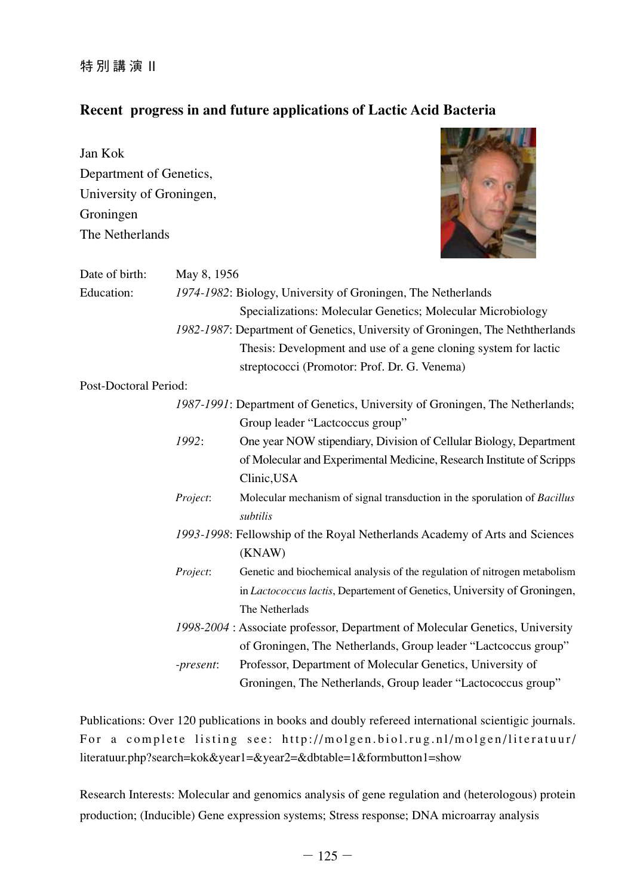特別講演 II

## Recent progress in and future applications of Lactic Acid Bacteria

Jan Kok
Department of Genetics,
University of Groningen,
Groningen
The Netherlands

Date of birth: May 8, 1956

Education:
*1974-1982*: Biology, University of Groningen, The Netherlands
Specializations: Molecular Genetics; Molecular Microbiology
*1982-1987*: Department of Genetics, University of Groningen, The Neththerlands
Thesis: Development and use of a gene cloning system for lactic streptococci (Promotor: Prof. Dr. G. Venema)

Post-Doctoral Period:
*1987-1991*: Department of Genetics, University of Groningen, The Netherlands; Group leader "Lactcoccus group"
*1992*: One year NOW stipendiary, Division of Cellular Biology, Department of Molecular and Experimental Medicine, Research Institute of Scripps Clinic,USA
*Project*: Molecular mechanism of signal transduction in the sporulation of *Bacillus subtilis*
*1993-1998*: Fellowship of the Royal Netherlands Academy of Arts and Sciences (KNAW)
*Project*: Genetic and biochemical analysis of the regulation of nitrogen metabolism in *Lactococcus lactis*, Departement of Genetics, University of Groningen, The Netherlads
*1998-2004* : Associate professor, Department of Molecular Genetics, University of Groningen, The Netherlands, Group leader "Lactcoccus group"
*-present*: Professor, Department of Molecular Genetics, University of Groningen, The Netherlands, Group leader "Lactococcus group"

Publications: Over 120 publications in books and doubly refereed international scientigic journals. For a complete listing see: http://molgen.biol.rug.nl/molgen/literatuur/literatuur.php?search=kok&year1=&year2=&dbtable=1&formbutton1=show

Research Interests: Molecular and genomics analysis of gene regulation and (heterologous) protein production; (Inducible) Gene expression systems; Stress response; DNA microarray analysis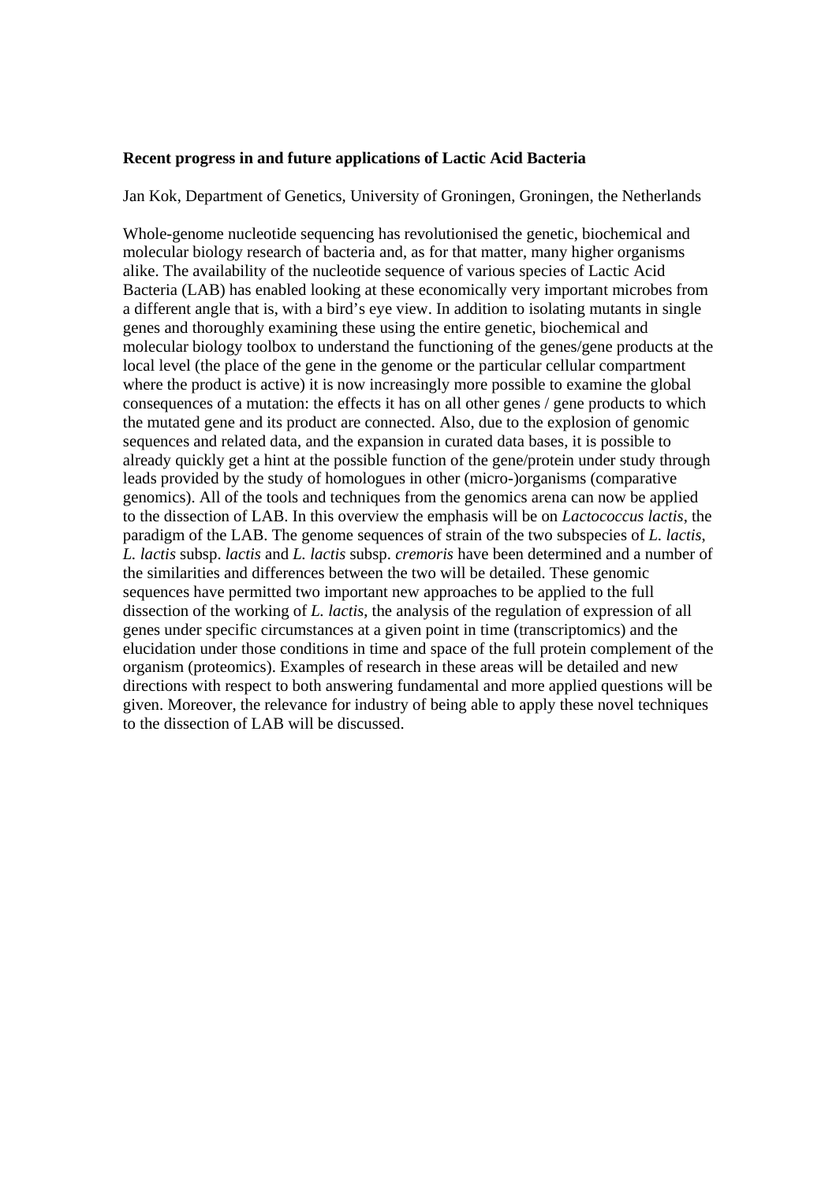**Recent progress in and future applications of Lactic Acid Bacteria**

Jan Kok, Department of Genetics, University of Groningen, Groningen, the Netherlands

Whole-genome nucleotide sequencing has revolutionised the genetic, biochemical and molecular biology research of bacteria and, as for that matter, many higher organisms alike. The availability of the nucleotide sequence of various species of Lactic Acid Bacteria (LAB) has enabled looking at these economically very important microbes from a different angle that is, with a bird's eye view. In addition to isolating mutants in single genes and thoroughly examining these using the entire genetic, biochemical and molecular biology toolbox to understand the functioning of the genes/gene products at the local level (the place of the gene in the genome or the particular cellular compartment where the product is active) it is now increasingly more possible to examine the global consequences of a mutation: the effects it has on all other genes / gene products to which the mutated gene and its product are connected. Also, due to the explosion of genomic sequences and related data, and the expansion in curated data bases, it is possible to already quickly get a hint at the possible function of the gene/protein under study through leads provided by the study of homologues in other (micro-)organisms (comparative genomics). All of the tools and techniques from the genomics arena can now be applied to the dissection of LAB. In this overview the emphasis will be on *Lactococcus lactis*, the paradigm of the LAB. The genome sequences of strain of the two subspecies of *L. lactis*, *L. lactis* subsp. *lactis* and *L. lactis* subsp. *cremoris* have been determined and a number of the similarities and differences between the two will be detailed. These genomic sequences have permitted two important new approaches to be applied to the full dissection of the working of *L. lactis*, the analysis of the regulation of expression of all genes under specific circumstances at a given point in time (transcriptomics) and the elucidation under those conditions in time and space of the full protein complement of the organism (proteomics). Examples of research in these areas will be detailed and new directions with respect to both answering fundamental and more applied questions will be given. Moreover, the relevance for industry of being able to apply these novel techniques to the dissection of LAB will be discussed.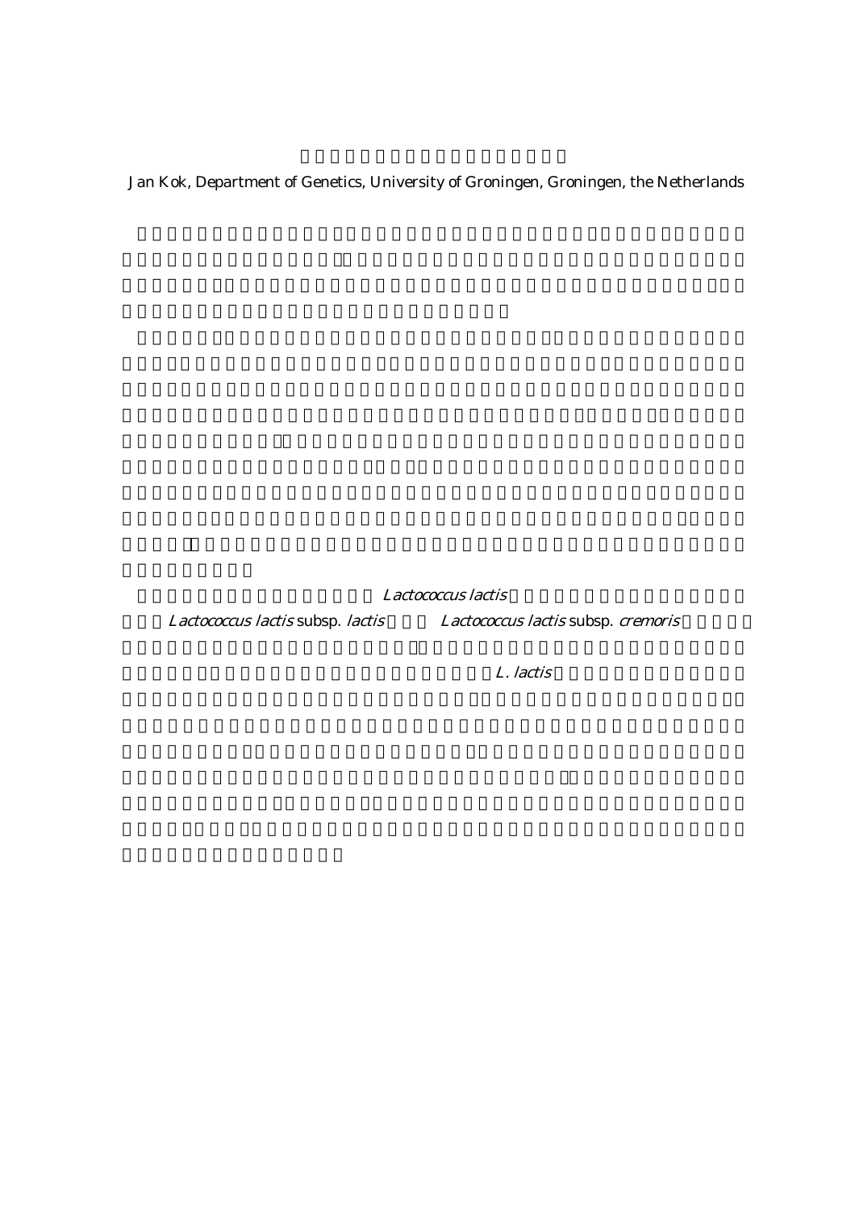Jan Kok, Department of Genetics, University of Groningen, Groningen, the Netherlands

*Lactococcus lactis*

*Lactococcus lactis* subsp. *lactis* *Lactococcus lactis* subsp. *cremoris*

*L. lactis*